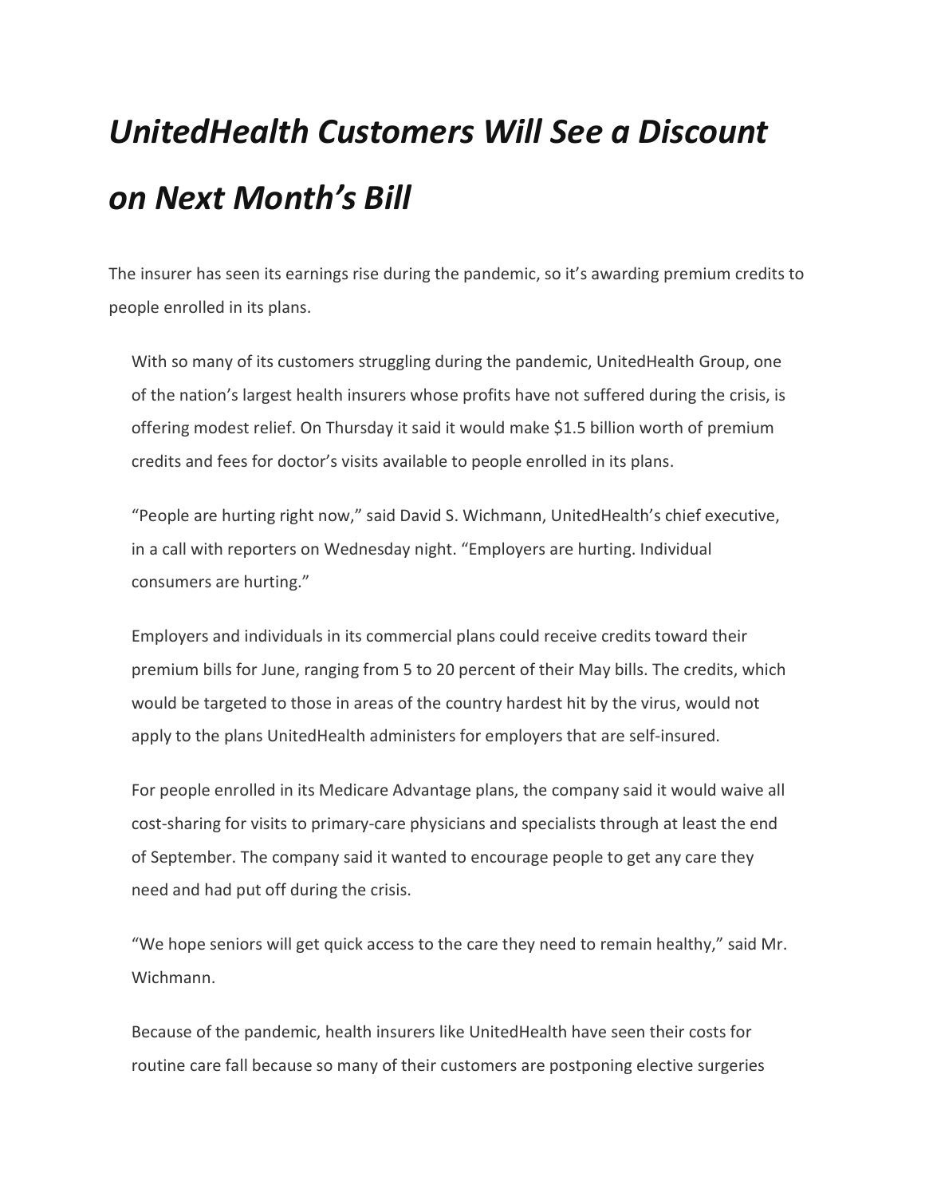# *UnitedHealth Customers Will See a Discount on Next Month's Bill*

The insurer has seen its earnings rise during the pandemic, so it's awarding premium credits to people enrolled in its plans.

With so many of its customers struggling during the pandemic, UnitedHealth Group, one of the nation's largest health insurers whose profits have not suffered during the crisis, is offering modest relief. On Thursday it said it would make $1.5 billion worth of premium credits and fees for doctor's visits available to people enrolled in its plans.

"People are hurting right now," said David S. Wichmann, UnitedHealth's chief executive, in a call with reporters on Wednesday night. "Employers are hurting. Individual consumers are hurting."

Employers and individuals in its commercial plans could receive credits toward their premium bills for June, ranging from 5 to 20 percent of their May bills. The credits, which would be targeted to those in areas of the country hardest hit by the virus, would not apply to the plans UnitedHealth administers for employers that are self-insured.

For people enrolled in its Medicare Advantage plans, the company said it would waive all cost-sharing for visits to primary-care physicians and specialists through at least the end of September. The company said it wanted to encourage people to get any care they need and had put off during the crisis.

"We hope seniors will get quick access to the care they need to remain healthy," said Mr. Wichmann.

Because of the pandemic, health insurers like UnitedHealth have seen their costs for routine care fall because so many of their customers are postponing elective surgeries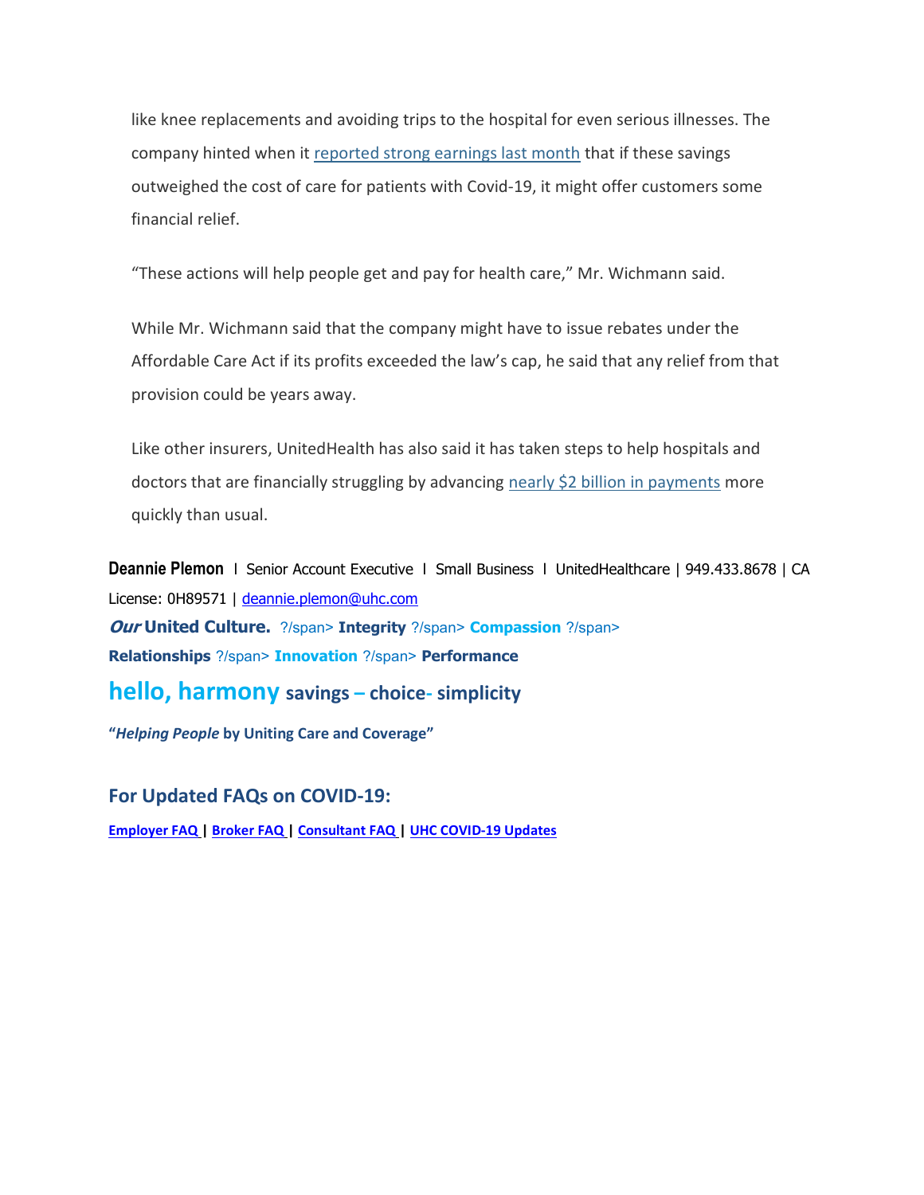like knee replacements and avoiding trips to the hospital for even serious illnesses. The company hinted when it [reported strong earnings last month](#) that if these savings outweighed the cost of care for patients with Covid-19, it might offer customers some financial relief.

"These actions will help people get and pay for health care," Mr. Wichmann said.

While Mr. Wichmann said that the company might have to issue rebates under the Affordable Care Act if its profits exceeded the law's cap, he said that any relief from that provision could be years away.

Like other insurers, UnitedHealth has also said it has taken steps to help hospitals and doctors that are financially struggling by advancing [nearly $2 billion in payments](#) more quickly than usual.

**Deannie Plemon** I Senior Account Executive I Small Business I UnitedHealthcare | 949.433.8678 | CA License: 0H89571 | deannie.plemon@uhc.com

***Our* United Culture.** ?/span> **Integrity** ?/span> **Compassion** ?/span> **Relationships** ?/span> **Innovation** ?/span> **Performance**

**hello, harmony savings – choice- simplicity**

**"*Helping People* by Uniting Care and Coverage"**

**For Updated FAQs on COVID-19:**

**Employer FAQ | Broker FAQ | Consultant FAQ | UHC COVID-19 Updates**